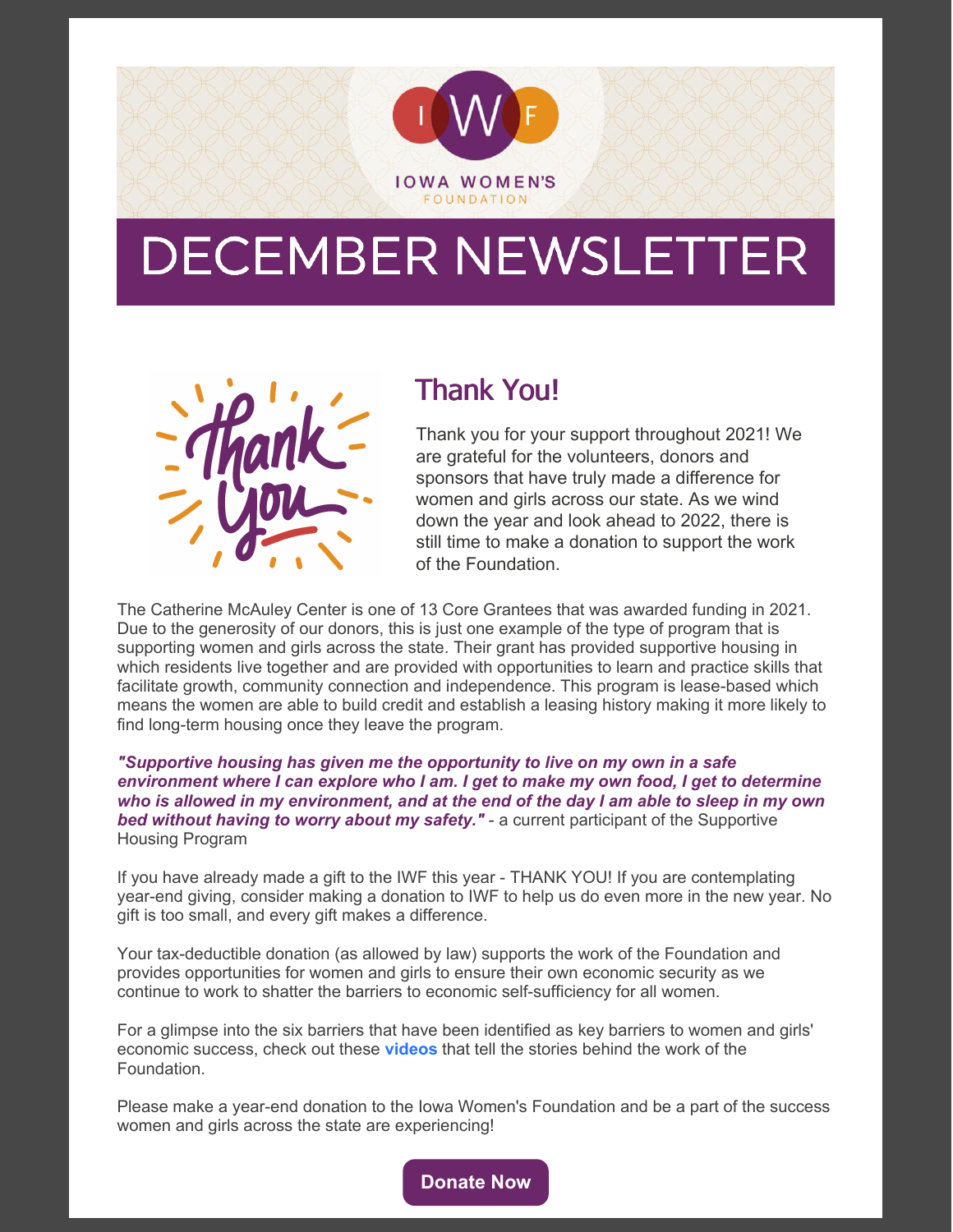IOWA WOMEN'S FOUNDATION

# DECEMBER NEWSLETTER

## Thank You!

Thank you for your support throughout 2021! We are grateful for the volunteers, donors and sponsors that have truly made a difference for women and girls across our state. As we wind down the year and look ahead to 2022, there is still time to make a donation to support the work of the Foundation.

The Catherine McAuley Center is one of 13 Core Grantees that was awarded funding in 2021. Due to the generosity of our donors, this is just one example of the type of program that is supporting women and girls across the state. Their grant has provided supportive housing in which residents live together and are provided with opportunities to learn and practice skills that facilitate growth, community connection and independence. This program is lease-based which means the women are able to build credit and establish a leasing history making it more likely to find long-term housing once they leave the program.

***"Supportive housing has given me the opportunity to live on my own in a safe environment where I can explore who I am. I get to make my own food, I get to determine who is allowed in my environment, and at the end of the day I am able to sleep in my own bed without having to worry about my safety."*** - a current participant of the Supportive Housing Program

If you have already made a gift to the IWF this year - THANK YOU! If you are contemplating year-end giving, consider making a donation to IWF to help us do even more in the new year. No gift is too small, and every gift makes a difference.

Your tax-deductible donation (as allowed by law) supports the work of the Foundation and provides opportunities for women and girls to ensure their own economic security as we continue to work to shatter the barriers to economic self-sufficiency for all women.

For a glimpse into the six barriers that have been identified as key barriers to women and girls' economic success, check out these **videos** that tell the stories behind the work of the Foundation.

Please make a year-end donation to the Iowa Women's Foundation and be a part of the success women and girls across the state are experiencing!

**Donate Now**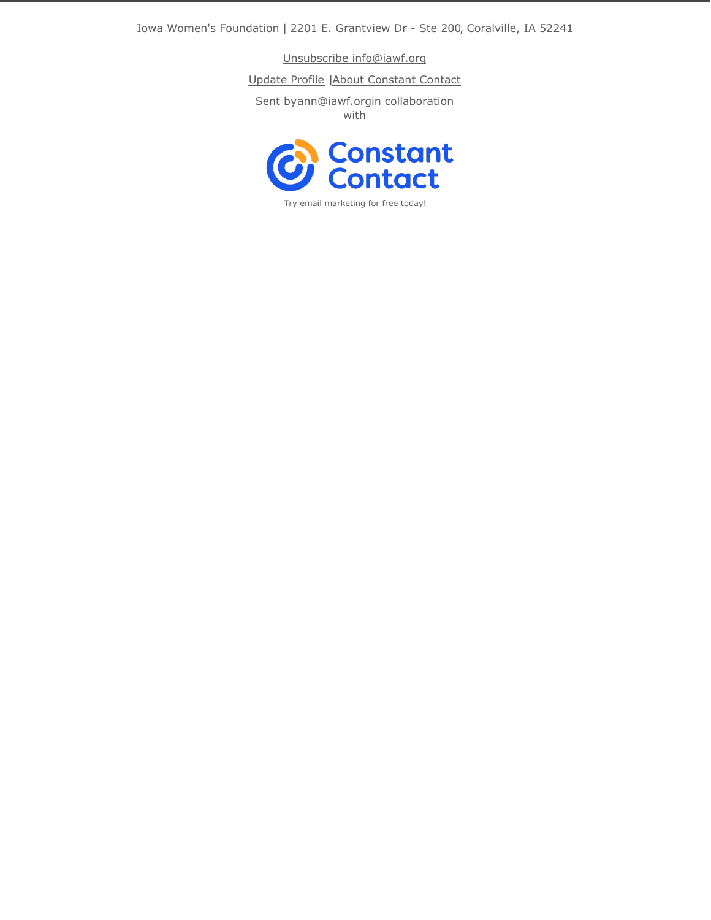Iowa Women's Foundation | 2201 E. Grantview Dr - Ste 200, Coralville, IA 52241

Unsubscribe info@iawf.org

Update Profile |About Constant Contact

Sent byann@iawf.orgin collaboration with

Constant Contact

Try email marketing for free today!